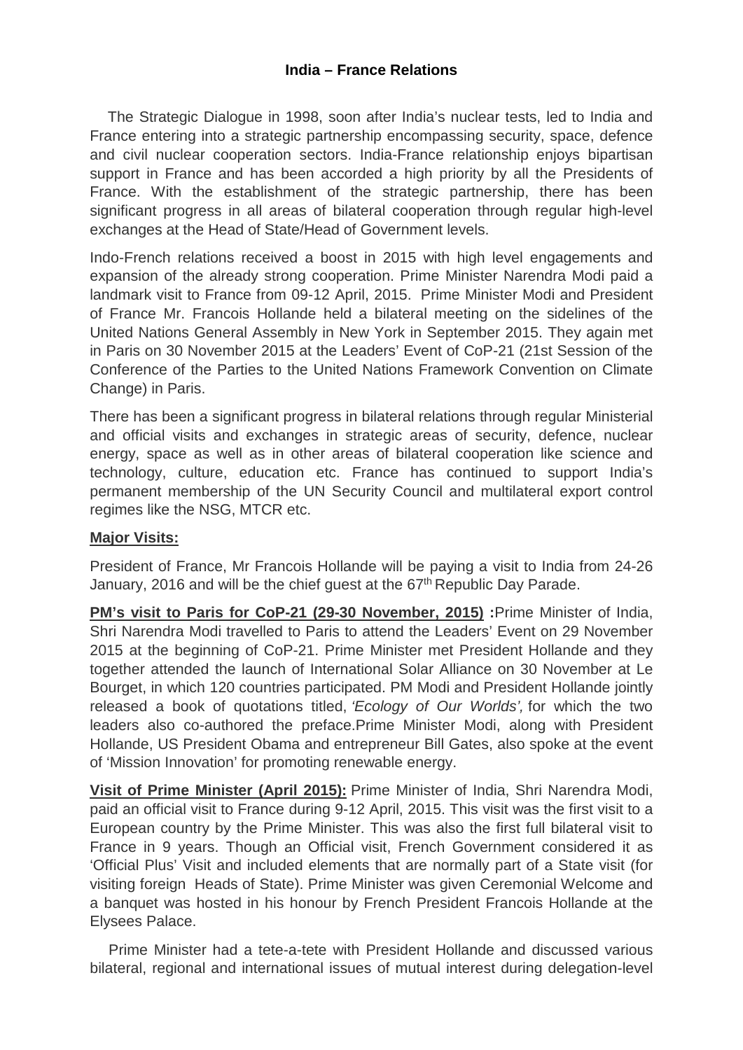# India – France Relations

The Strategic Dialogue in 1998, soon after India's nuclear tests, led to India and France entering into a strategic partnership encompassing security, space, defence and civil nuclear cooperation sectors. India-France relationship enjoys bipartisan support in France and has been accorded a high priority by all the Presidents of France. With the establishment of the strategic partnership, there has been significant progress in all areas of bilateral cooperation through regular high-level exchanges at the Head of State/Head of Government levels.

Indo-French relations received a boost in 2015 with high level engagements and expansion of the already strong cooperation. Prime Minister Narendra Modi paid a landmark visit to France from 09-12 April, 2015. Prime Minister Modi and President of France Mr. Francois Hollande held a bilateral meeting on the sidelines of the United Nations General Assembly in New York in September 2015. They again met in Paris on 30 November 2015 at the Leaders' Event of CoP-21 (21st Session of the Conference of the Parties to the United Nations Framework Convention on Climate Change) in Paris.

There has been a significant progress in bilateral relations through regular Ministerial and official visits and exchanges in strategic areas of security, defence, nuclear energy, space as well as in other areas of bilateral cooperation like science and technology, culture, education etc. France has continued to support India's permanent membership of the UN Security Council and multilateral export control regimes like the NSG, MTCR etc.

**Major Visits:**

President of France, Mr Francois Hollande will be paying a visit to India from 24-26 January, 2016 and will be the chief guest at the 67th Republic Day Parade.

**PM's visit to Paris for CoP-21 (29-30 November, 2015) :** Prime Minister of India, Shri Narendra Modi travelled to Paris to attend the Leaders' Event on 29 November 2015 at the beginning of CoP-21. Prime Minister met President Hollande and they together attended the launch of International Solar Alliance on 30 November at Le Bourget, in which 120 countries participated. PM Modi and President Hollande jointly released a book of quotations titled, *'Ecology of Our Worlds',* for which the two leaders also co-authored the preface.Prime Minister Modi, along with President Hollande, US President Obama and entrepreneur Bill Gates, also spoke at the event of 'Mission Innovation' for promoting renewable energy.

**Visit of Prime Minister (April 2015):** Prime Minister of India, Shri Narendra Modi, paid an official visit to France during 9-12 April, 2015. This visit was the first visit to a European country by the Prime Minister. This was also the first full bilateral visit to France in 9 years. Though an Official visit, French Government considered it as 'Official Plus' Visit and included elements that are normally part of a State visit (for visiting foreign Heads of State). Prime Minister was given Ceremonial Welcome and a banquet was hosted in his honour by French President Francois Hollande at the Elysees Palace.

Prime Minister had a tete-a-tete with President Hollande and discussed various bilateral, regional and international issues of mutual interest during delegation-level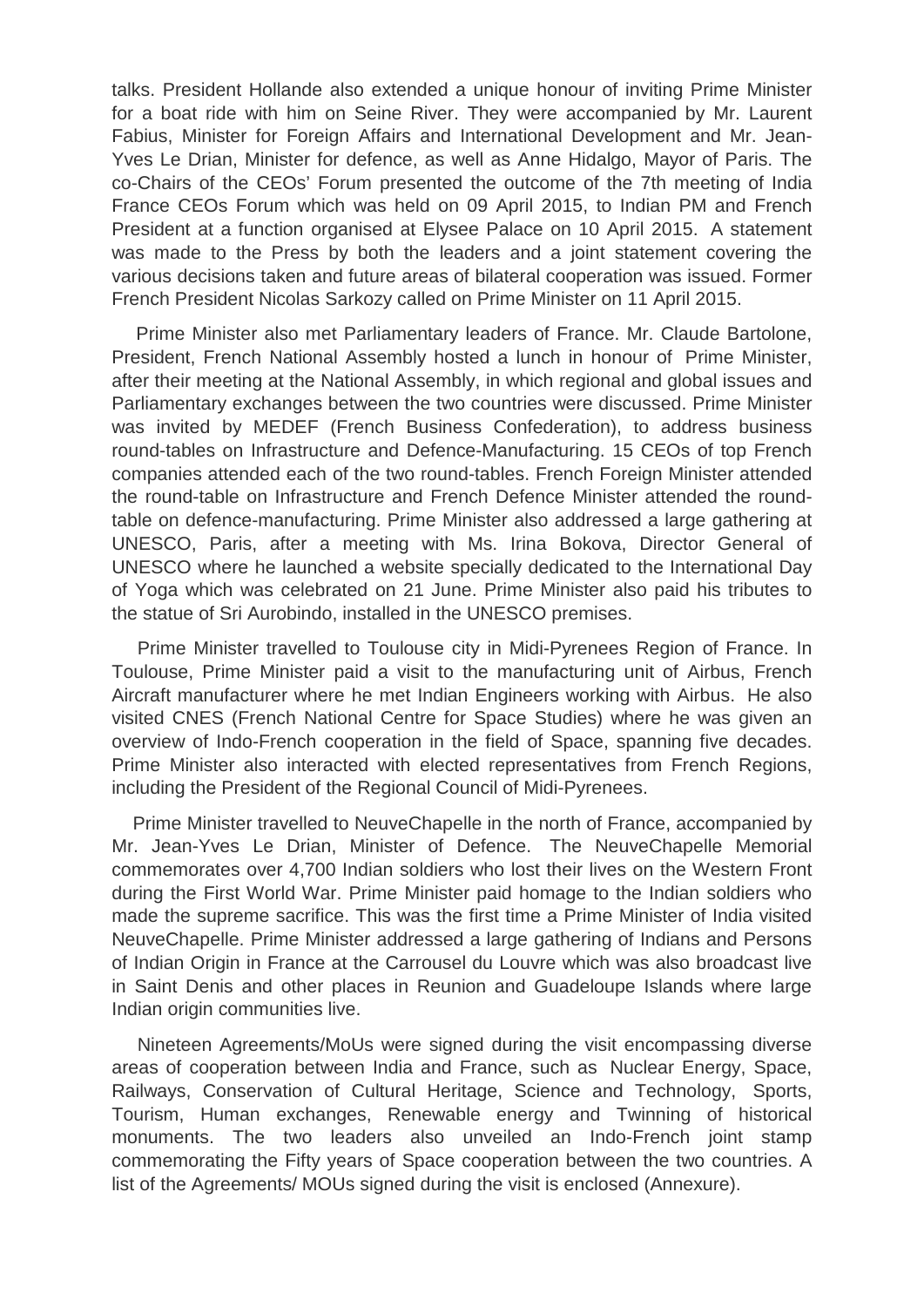talks. President Hollande also extended a unique honour of inviting Prime Minister for a boat ride with him on Seine River. They were accompanied by Mr. Laurent Fabius, Minister for Foreign Affairs and International Development and Mr. Jean-Yves Le Drian, Minister for defence, as well as Anne Hidalgo, Mayor of Paris. The co-Chairs of the CEOs' Forum presented the outcome of the 7th meeting of India France CEOs Forum which was held on 09 April 2015, to Indian PM and French President at a function organised at Elysee Palace on 10 April 2015. A statement was made to the Press by both the leaders and a joint statement covering the various decisions taken and future areas of bilateral cooperation was issued. Former French President Nicolas Sarkozy called on Prime Minister on 11 April 2015.

Prime Minister also met Parliamentary leaders of France. Mr. Claude Bartolone, President, French National Assembly hosted a lunch in honour of Prime Minister, after their meeting at the National Assembly, in which regional and global issues and Parliamentary exchanges between the two countries were discussed. Prime Minister was invited by MEDEF (French Business Confederation), to address business round-tables on Infrastructure and Defence-Manufacturing. 15 CEOs of top French companies attended each of the two round-tables. French Foreign Minister attended the round-table on Infrastructure and French Defence Minister attended the round-table on defence-manufacturing. Prime Minister also addressed a large gathering at UNESCO, Paris, after a meeting with Ms. Irina Bokova, Director General of UNESCO where he launched a website specially dedicated to the International Day of Yoga which was celebrated on 21 June. Prime Minister also paid his tributes to the statue of Sri Aurobindo, installed in the UNESCO premises.

Prime Minister travelled to Toulouse city in Midi-Pyrenees Region of France. In Toulouse, Prime Minister paid a visit to the manufacturing unit of Airbus, French Aircraft manufacturer where he met Indian Engineers working with Airbus. He also visited CNES (French National Centre for Space Studies) where he was given an overview of Indo-French cooperation in the field of Space, spanning five decades. Prime Minister also interacted with elected representatives from French Regions, including the President of the Regional Council of Midi-Pyrenees.

Prime Minister travelled to NeuveChapelle in the north of France, accompanied by Mr. Jean-Yves Le Drian, Minister of Defence. The NeuveChapelle Memorial commemorates over 4,700 Indian soldiers who lost their lives on the Western Front during the First World War. Prime Minister paid homage to the Indian soldiers who made the supreme sacrifice. This was the first time a Prime Minister of India visited NeuveChapelle. Prime Minister addressed a large gathering of Indians and Persons of Indian Origin in France at the Carrousel du Louvre which was also broadcast live in Saint Denis and other places in Reunion and Guadeloupe Islands where large Indian origin communities live.

Nineteen Agreements/MoUs were signed during the visit encompassing diverse areas of cooperation between India and France, such as Nuclear Energy, Space, Railways, Conservation of Cultural Heritage, Science and Technology, Sports, Tourism, Human exchanges, Renewable energy and Twinning of historical monuments. The two leaders also unveiled an Indo-French joint stamp commemorating the Fifty years of Space cooperation between the two countries. A list of the Agreements/ MOUs signed during the visit is enclosed (Annexure).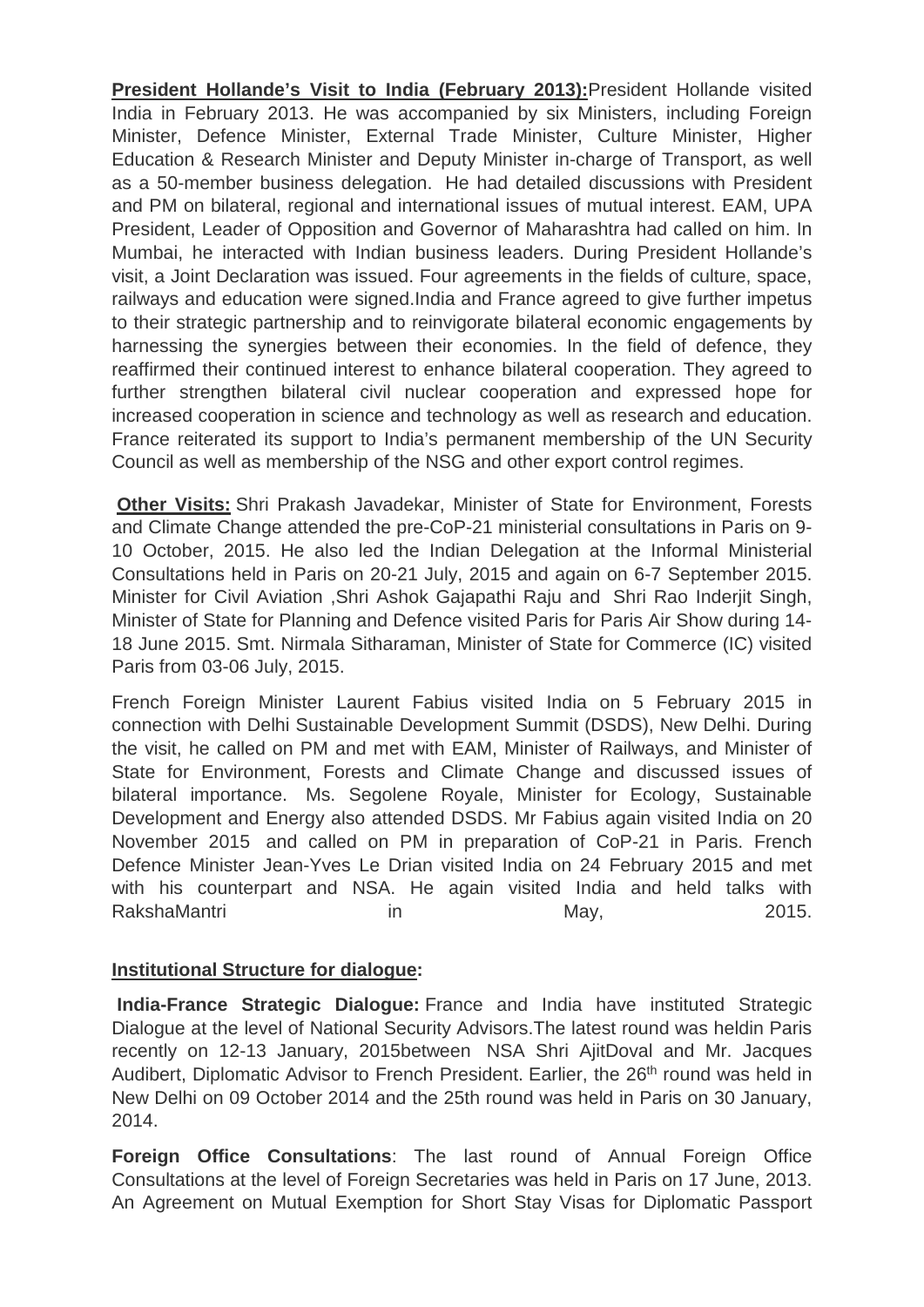**President Hollande's Visit to India (February 2013):**President Hollande visited India in February 2013. He was accompanied by six Ministers, including Foreign Minister, Defence Minister, External Trade Minister, Culture Minister, Higher Education & Research Minister and Deputy Minister in-charge of Transport, as well as a 50-member business delegation. He had detailed discussions with President and PM on bilateral, regional and international issues of mutual interest. EAM, UPA President, Leader of Opposition and Governor of Maharashtra had called on him. In Mumbai, he interacted with Indian business leaders. During President Hollande's visit, a Joint Declaration was issued. Four agreements in the fields of culture, space, railways and education were signed.India and France agreed to give further impetus to their strategic partnership and to reinvigorate bilateral economic engagements by harnessing the synergies between their economies. In the field of defence, they reaffirmed their continued interest to enhance bilateral cooperation. They agreed to further strengthen bilateral civil nuclear cooperation and expressed hope for increased cooperation in science and technology as well as research and education. France reiterated its support to India's permanent membership of the UN Security Council as well as membership of the NSG and other export control regimes.

**Other Visits:** Shri Prakash Javadekar, Minister of State for Environment, Forests and Climate Change attended the pre-CoP-21 ministerial consultations in Paris on 9-10 October, 2015. He also led the Indian Delegation at the Informal Ministerial Consultations held in Paris on 20-21 July, 2015 and again on 6-7 September 2015. Minister for Civil Aviation ,Shri Ashok Gajapathi Raju and Shri Rao Inderjit Singh, Minister of State for Planning and Defence visited Paris for Paris Air Show during 14-18 June 2015. Smt. Nirmala Sitharaman, Minister of State for Commerce (IC) visited Paris from 03-06 July, 2015.

French Foreign Minister Laurent Fabius visited India on 5 February 2015 in connection with Delhi Sustainable Development Summit (DSDS), New Delhi. During the visit, he called on PM and met with EAM, Minister of Railways, and Minister of State for Environment, Forests and Climate Change and discussed issues of bilateral importance. Ms. Segolene Royale, Minister for Ecology, Sustainable Development and Energy also attended DSDS. Mr Fabius again visited India on 20 November 2015 and called on PM in preparation of CoP-21 in Paris. French Defence Minister Jean-Yves Le Drian visited India on 24 February 2015 and met with his counterpart and NSA. He again visited India and held talks with RakshaMantri in May, 2015.

**Institutional Structure for dialogue:**

**India-France Strategic Dialogue:** France and India have instituted Strategic Dialogue at the level of National Security Advisors.The latest round was heldin Paris recently on 12-13 January, 2015between NSA Shri AjitDoval and Mr. Jacques Audibert, Diplomatic Advisor to French President. Earlier, the 26th round was held in New Delhi on 09 October 2014 and the 25th round was held in Paris on 30 January, 2014.

**Foreign Office Consultations**: The last round of Annual Foreign Office Consultations at the level of Foreign Secretaries was held in Paris on 17 June, 2013. An Agreement on Mutual Exemption for Short Stay Visas for Diplomatic Passport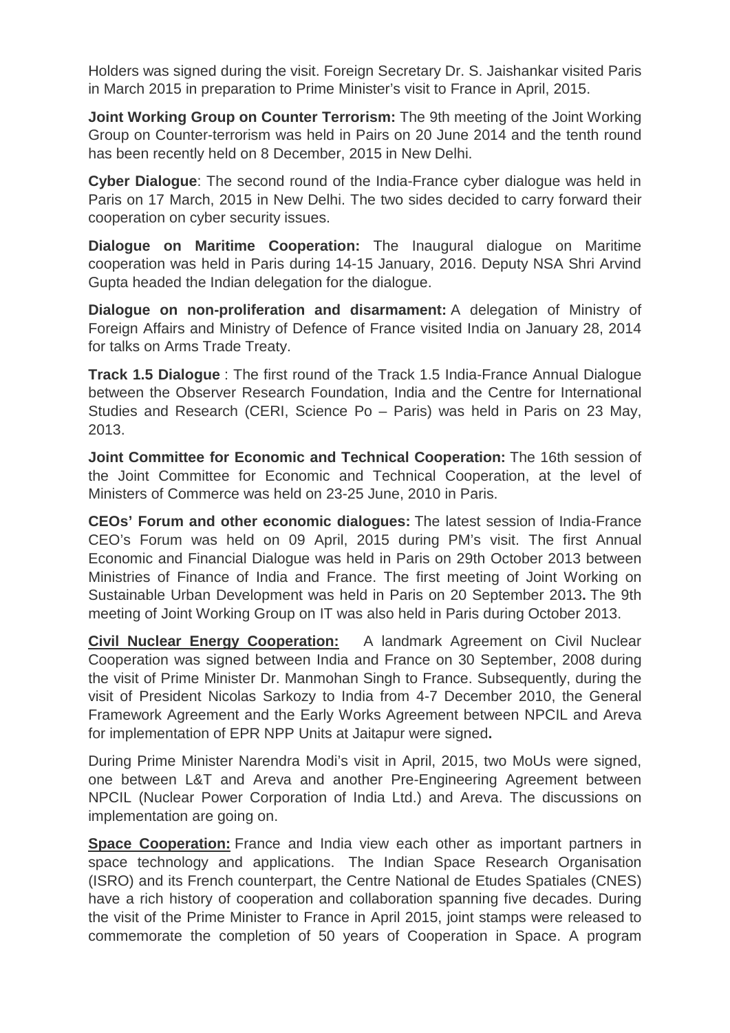Holders was signed during the visit. Foreign Secretary Dr. S. Jaishankar visited Paris in March 2015 in preparation to Prime Minister's visit to France in April, 2015.

**Joint Working Group on Counter Terrorism:** The 9th meeting of the Joint Working Group on Counter-terrorism was held in Pairs on 20 June 2014 and the tenth round has been recently held on 8 December, 2015 in New Delhi.

**Cyber Dialogue**: The second round of the India-France cyber dialogue was held in Paris on 17 March, 2015 in New Delhi. The two sides decided to carry forward their cooperation on cyber security issues.

**Dialogue on Maritime Cooperation:** The Inaugural dialogue on Maritime cooperation was held in Paris during 14-15 January, 2016. Deputy NSA Shri Arvind Gupta headed the Indian delegation for the dialogue.

**Dialogue on non-proliferation and disarmament:** A delegation of Ministry of Foreign Affairs and Ministry of Defence of France visited India on January 28, 2014 for talks on Arms Trade Treaty.

**Track 1.5 Dialogue** : The first round of the Track 1.5 India-France Annual Dialogue between the Observer Research Foundation, India and the Centre for International Studies and Research (CERI, Science Po – Paris) was held in Paris on 23 May, 2013.

**Joint Committee for Economic and Technical Cooperation:** The 16th session of the Joint Committee for Economic and Technical Cooperation, at the level of Ministers of Commerce was held on 23-25 June, 2010 in Paris.

**CEOs' Forum and other economic dialogues:** The latest session of India-France CEO's Forum was held on 09 April, 2015 during PM's visit. The first Annual Economic and Financial Dialogue was held in Paris on 29th October 2013 between Ministries of Finance of India and France. The first meeting of Joint Working on Sustainable Urban Development was held in Paris on 20 September 2013**.** The 9th meeting of Joint Working Group on IT was also held in Paris during October 2013.

**Civil Nuclear Energy Cooperation:** A landmark Agreement on Civil Nuclear Cooperation was signed between India and France on 30 September, 2008 during the visit of Prime Minister Dr. Manmohan Singh to France. Subsequently, during the visit of President Nicolas Sarkozy to India from 4-7 December 2010, the General Framework Agreement and the Early Works Agreement between NPCIL and Areva for implementation of EPR NPP Units at Jaitapur were signed**.**

During Prime Minister Narendra Modi's visit in April, 2015, two MoUs were signed, one between L&T and Areva and another Pre-Engineering Agreement between NPCIL (Nuclear Power Corporation of India Ltd.) and Areva. The discussions on implementation are going on.

**Space Cooperation:** France and India view each other as important partners in space technology and applications. The Indian Space Research Organisation (ISRO) and its French counterpart, the Centre National de Etudes Spatiales (CNES) have a rich history of cooperation and collaboration spanning five decades. During the visit of the Prime Minister to France in April 2015, joint stamps were released to commemorate the completion of 50 years of Cooperation in Space. A program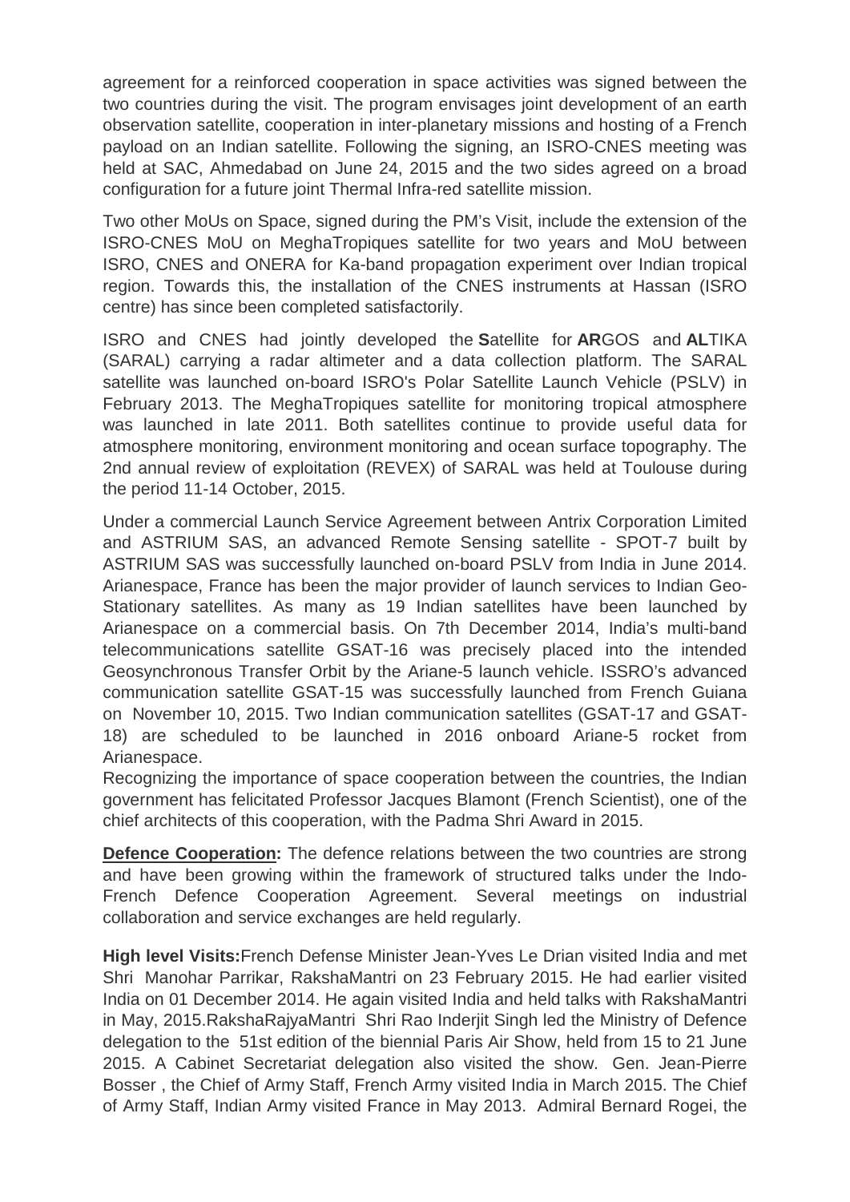agreement for a reinforced cooperation in space activities was signed between the two countries during the visit. The program envisages joint development of an earth observation satellite, cooperation in inter-planetary missions and hosting of a French payload on an Indian satellite. Following the signing, an ISRO-CNES meeting was held at SAC, Ahmedabad on June 24, 2015 and the two sides agreed on a broad configuration for a future joint Thermal Infra-red satellite mission.

Two other MoUs on Space, signed during the PM's Visit, include the extension of the ISRO-CNES MoU on MeghaTropiques satellite for two years and MoU between ISRO, CNES and ONERA for Ka-band propagation experiment over Indian tropical region. Towards this, the installation of the CNES instruments at Hassan (ISRO centre) has since been completed satisfactorily.

ISRO and CNES had jointly developed the **S**atellite for **AR**GOS and **AL**TIKA (SARAL) carrying a radar altimeter and a data collection platform. The SARAL satellite was launched on-board ISRO's Polar Satellite Launch Vehicle (PSLV) in February 2013. The MeghaTropiques satellite for monitoring tropical atmosphere was launched in late 2011. Both satellites continue to provide useful data for atmosphere monitoring, environment monitoring and ocean surface topography. The 2nd annual review of exploitation (REVEX) of SARAL was held at Toulouse during the period 11-14 October, 2015.

Under a commercial Launch Service Agreement between Antrix Corporation Limited and ASTRIUM SAS, an advanced Remote Sensing satellite - SPOT-7 built by ASTRIUM SAS was successfully launched on-board PSLV from India in June 2014. Arianespace, France has been the major provider of launch services to Indian Geo-Stationary satellites. As many as 19 Indian satellites have been launched by Arianespace on a commercial basis. On 7th December 2014, India's multi-band telecommunications satellite GSAT-16 was precisely placed into the intended Geosynchronous Transfer Orbit by the Ariane-5 launch vehicle. ISSRO's advanced communication satellite GSAT-15 was successfully launched from French Guiana on November 10, 2015. Two Indian communication satellites (GSAT-17 and GSAT-18) are scheduled to be launched in 2016 onboard Ariane-5 rocket from Arianespace.
Recognizing the importance of space cooperation between the countries, the Indian government has felicitated Professor Jacques Blamont (French Scientist), one of the chief architects of this cooperation, with the Padma Shri Award in 2015.

**Defence Cooperation:** The defence relations between the two countries are strong and have been growing within the framework of structured talks under the Indo-French Defence Cooperation Agreement. Several meetings on industrial collaboration and service exchanges are held regularly.

**High level Visits:**French Defense Minister Jean-Yves Le Drian visited India and met Shri Manohar Parrikar, RakshaMantri on 23 February 2015. He had earlier visited India on 01 December 2014. He again visited India and held talks with RakshaMantri in May, 2015.RakshaRajyaMantri Shri Rao Inderjit Singh led the Ministry of Defence delegation to the 51st edition of the biennial Paris Air Show, held from 15 to 21 June 2015. A Cabinet Secretariat delegation also visited the show. Gen. Jean-Pierre Bosser , the Chief of Army Staff, French Army visited India in March 2015. The Chief of Army Staff, Indian Army visited France in May 2013. Admiral Bernard Rogei, the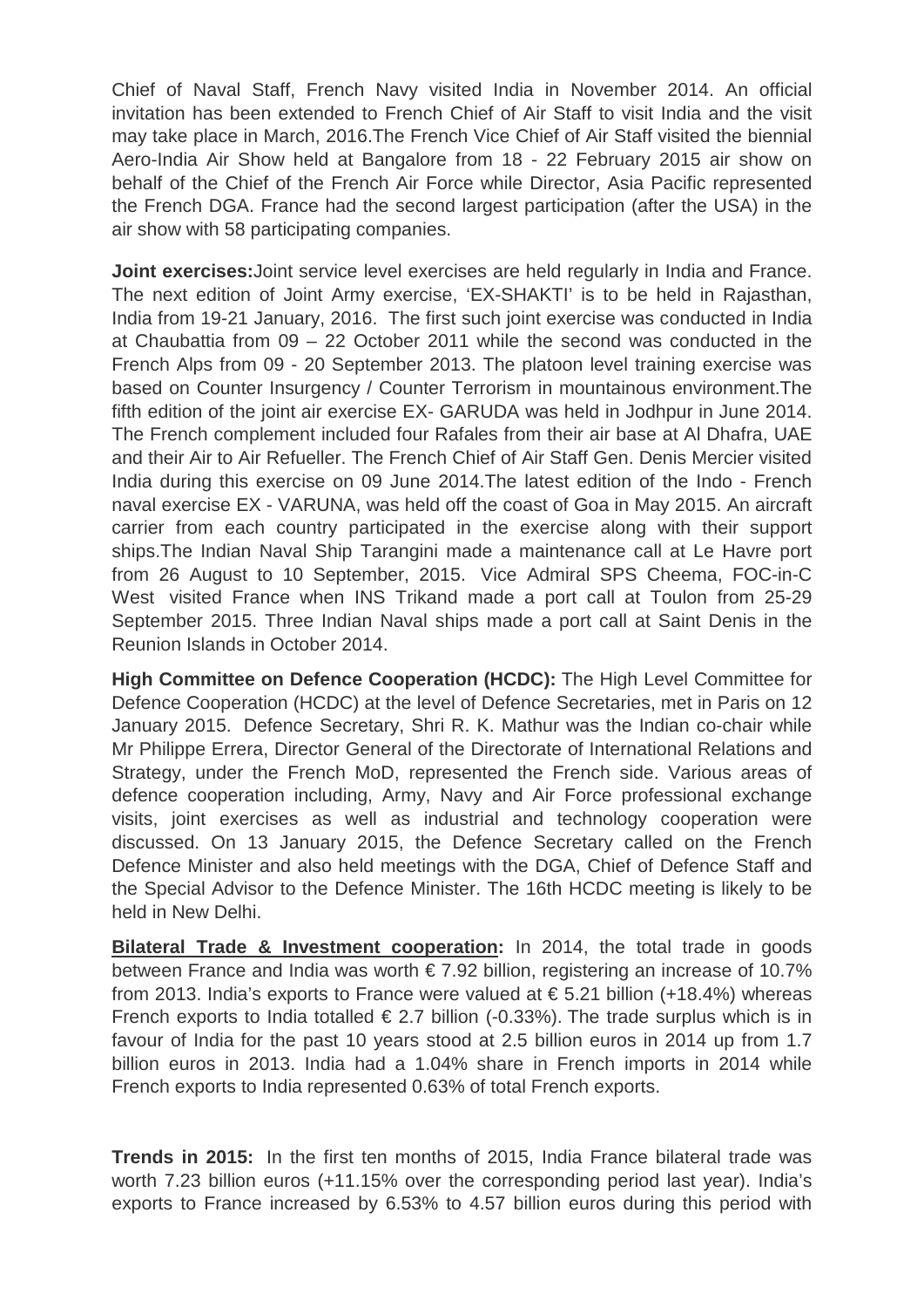Chief of Naval Staff, French Navy visited India in November 2014. An official invitation has been extended to French Chief of Air Staff to visit India and the visit may take place in March, 2016.The French Vice Chief of Air Staff visited the biennial Aero-India Air Show held at Bangalore from 18 - 22 February 2015 air show on behalf of the Chief of the French Air Force while Director, Asia Pacific represented the French DGA. France had the second largest participation (after the USA) in the air show with 58 participating companies.

**Joint exercises:**Joint service level exercises are held regularly in India and France. The next edition of Joint Army exercise, 'EX-SHAKTI' is to be held in Rajasthan, India from 19-21 January, 2016. The first such joint exercise was conducted in India at Chaubattia from 09 – 22 October 2011 while the second was conducted in the French Alps from 09 - 20 September 2013. The platoon level training exercise was based on Counter Insurgency / Counter Terrorism in mountainous environment.The fifth edition of the joint air exercise EX- GARUDA was held in Jodhpur in June 2014. The French complement included four Rafales from their air base at Al Dhafra, UAE and their Air to Air Refueller. The French Chief of Air Staff Gen. Denis Mercier visited India during this exercise on 09 June 2014.The latest edition of the Indo - French naval exercise EX - VARUNA, was held off the coast of Goa in May 2015. An aircraft carrier from each country participated in the exercise along with their support ships.The Indian Naval Ship Tarangini made a maintenance call at Le Havre port from 26 August to 10 September, 2015. Vice Admiral SPS Cheema, FOC-in-C West visited France when INS Trikand made a port call at Toulon from 25-29 September 2015. Three Indian Naval ships made a port call at Saint Denis in the Reunion Islands in October 2014.

**High Committee on Defence Cooperation (HCDC):** The High Level Committee for Defence Cooperation (HCDC) at the level of Defence Secretaries, met in Paris on 12 January 2015. Defence Secretary, Shri R. K. Mathur was the Indian co-chair while Mr Philippe Errera, Director General of the Directorate of International Relations and Strategy, under the French MoD, represented the French side. Various areas of defence cooperation including, Army, Navy and Air Force professional exchange visits, joint exercises as well as industrial and technology cooperation were discussed. On 13 January 2015, the Defence Secretary called on the French Defence Minister and also held meetings with the DGA, Chief of Defence Staff and the Special Advisor to the Defence Minister. The 16th HCDC meeting is likely to be held in New Delhi.

**Bilateral Trade & Investment cooperation:** In 2014, the total trade in goods between France and India was worth € 7.92 billion, registering an increase of 10.7% from 2013. India's exports to France were valued at € 5.21 billion (+18.4%) whereas French exports to India totalled € 2.7 billion (-0.33%). The trade surplus which is in favour of India for the past 10 years stood at 2.5 billion euros in 2014 up from 1.7 billion euros in 2013. India had a 1.04% share in French imports in 2014 while French exports to India represented 0.63% of total French exports.

**Trends in 2015:** In the first ten months of 2015, India France bilateral trade was worth 7.23 billion euros (+11.15% over the corresponding period last year). India's exports to France increased by 6.53% to 4.57 billion euros during this period with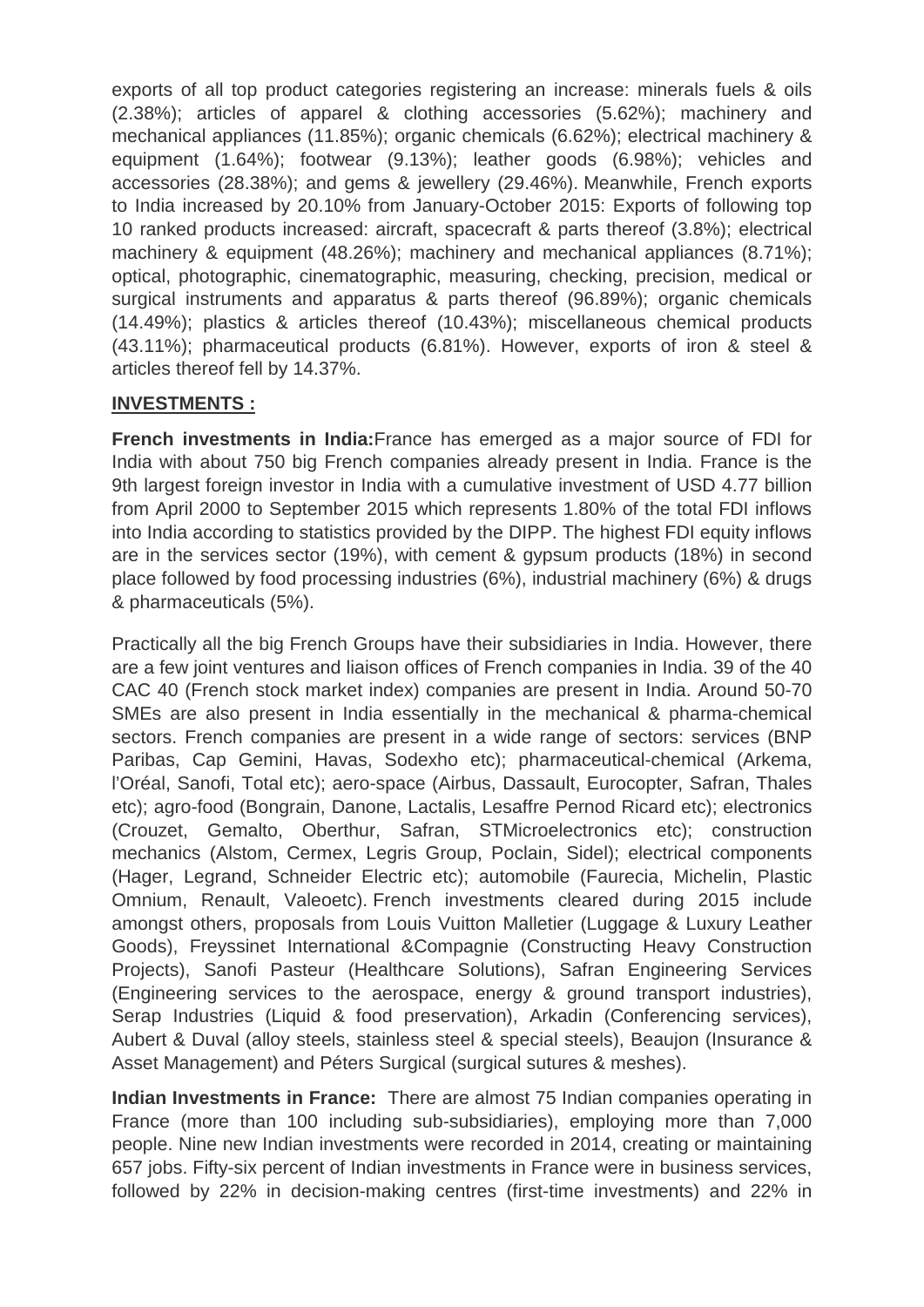exports of all top product categories registering an increase: minerals fuels & oils (2.38%); articles of apparel & clothing accessories (5.62%); machinery and mechanical appliances (11.85%); organic chemicals (6.62%); electrical machinery & equipment (1.64%); footwear (9.13%); leather goods (6.98%); vehicles and accessories (28.38%); and gems & jewellery (29.46%). Meanwhile, French exports to India increased by 20.10% from January-October 2015: Exports of following top 10 ranked products increased: aircraft, spacecraft & parts thereof (3.8%); electrical machinery & equipment (48.26%); machinery and mechanical appliances (8.71%); optical, photographic, cinematographic, measuring, checking, precision, medical or surgical instruments and apparatus & parts thereof (96.89%); organic chemicals (14.49%); plastics & articles thereof (10.43%); miscellaneous chemical products (43.11%); pharmaceutical products (6.81%). However, exports of iron & steel & articles thereof fell by 14.37%.

**INVESTMENTS :**

**French investments in India:**France has emerged as a major source of FDI for India with about 750 big French companies already present in India. France is the 9th largest foreign investor in India with a cumulative investment of USD 4.77 billion from April 2000 to September 2015 which represents 1.80% of the total FDI inflows into India according to statistics provided by the DIPP. The highest FDI equity inflows are in the services sector (19%), with cement & gypsum products (18%) in second place followed by food processing industries (6%), industrial machinery (6%) & drugs & pharmaceuticals (5%).

Practically all the big French Groups have their subsidiaries in India. However, there are a few joint ventures and liaison offices of French companies in India. 39 of the 40 CAC 40 (French stock market index) companies are present in India. Around 50-70 SMEs are also present in India essentially in the mechanical & pharma-chemical sectors. French companies are present in a wide range of sectors: services (BNP Paribas, Cap Gemini, Havas, Sodexho etc); pharmaceutical-chemical (Arkema, l'Oréal, Sanofi, Total etc); aero-space (Airbus, Dassault, Eurocopter, Safran, Thales etc); agro-food (Bongrain, Danone, Lactalis, Lesaffre Pernod Ricard etc); electronics (Crouzet, Gemalto, Oberthur, Safran, STMicroelectronics etc); construction mechanics (Alstom, Cermex, Legris Group, Poclain, Sidel); electrical components (Hager, Legrand, Schneider Electric etc); automobile (Faurecia, Michelin, Plastic Omnium, Renault, Valeoetc). French investments cleared during 2015 include amongst others, proposals from Louis Vuitton Malletier (Luggage & Luxury Leather Goods), Freyssinet International &Compagnie (Constructing Heavy Construction Projects), Sanofi Pasteur (Healthcare Solutions), Safran Engineering Services (Engineering services to the aerospace, energy & ground transport industries), Serap Industries (Liquid & food preservation), Arkadin (Conferencing services), Aubert & Duval (alloy steels, stainless steel & special steels), Beaujon (Insurance & Asset Management) and Péters Surgical (surgical sutures & meshes).

**Indian Investments in France:** There are almost 75 Indian companies operating in France (more than 100 including sub-subsidiaries), employing more than 7,000 people. Nine new Indian investments were recorded in 2014, creating or maintaining 657 jobs. Fifty-six percent of Indian investments in France were in business services, followed by 22% in decision-making centres (first-time investments) and 22% in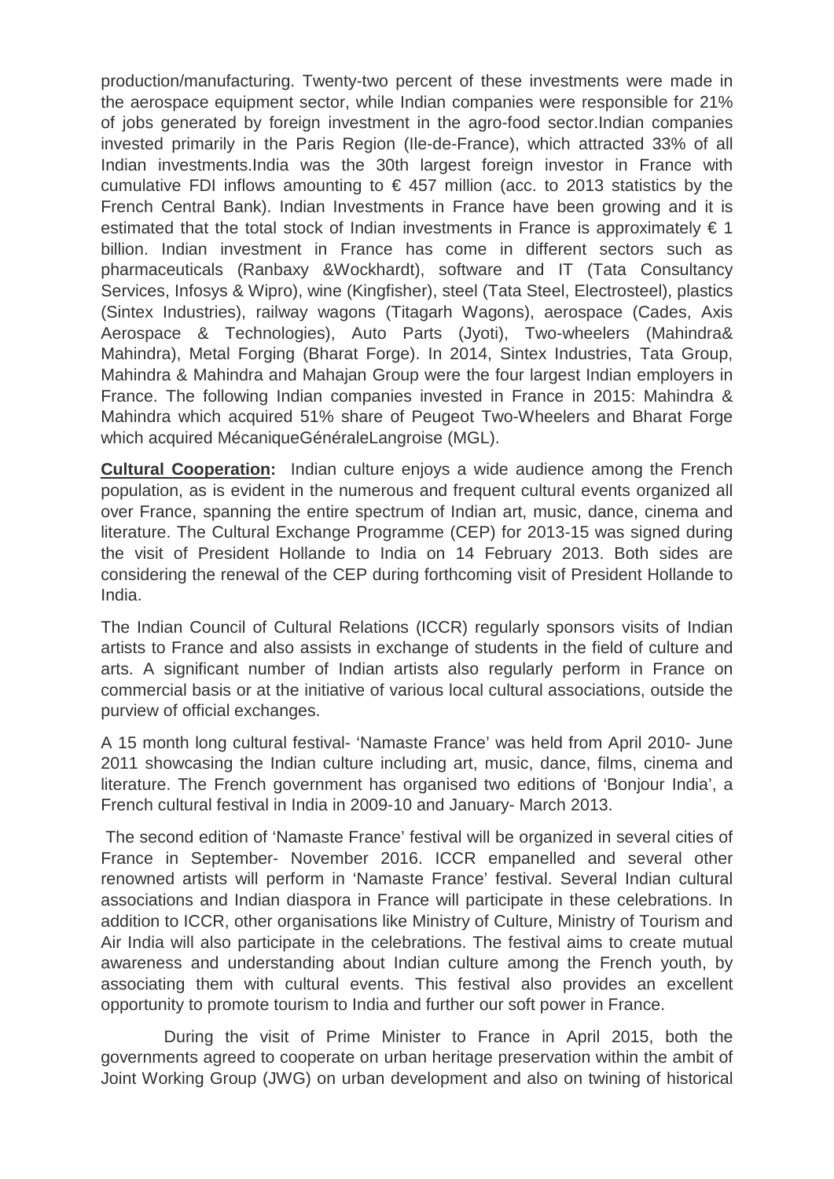production/manufacturing. Twenty-two percent of these investments were made in the aerospace equipment sector, while Indian companies were responsible for 21% of jobs generated by foreign investment in the agro-food sector.Indian companies invested primarily in the Paris Region (Ile-de-France), which attracted 33% of all Indian investments.India was the 30th largest foreign investor in France with cumulative FDI inflows amounting to € 457 million (acc. to 2013 statistics by the French Central Bank). Indian Investments in France have been growing and it is estimated that the total stock of Indian investments in France is approximately € 1 billion. Indian investment in France has come in different sectors such as pharmaceuticals (Ranbaxy &Wockhardt), software and IT (Tata Consultancy Services, Infosys & Wipro), wine (Kingfisher), steel (Tata Steel, Electrosteel), plastics (Sintex Industries), railway wagons (Titagarh Wagons), aerospace (Cades, Axis Aerospace & Technologies), Auto Parts (Jyoti), Two-wheelers (Mahindra& Mahindra), Metal Forging (Bharat Forge). In 2014, Sintex Industries, Tata Group, Mahindra & Mahindra and Mahajan Group were the four largest Indian employers in France. The following Indian companies invested in France in 2015: Mahindra & Mahindra which acquired 51% share of Peugeot Two-Wheelers and Bharat Forge which acquired MécaniqueGénéraleLangroise (MGL).

**Cultural Cooperation:** Indian culture enjoys a wide audience among the French population, as is evident in the numerous and frequent cultural events organized all over France, spanning the entire spectrum of Indian art, music, dance, cinema and literature. The Cultural Exchange Programme (CEP) for 2013-15 was signed during the visit of President Hollande to India on 14 February 2013. Both sides are considering the renewal of the CEP during forthcoming visit of President Hollande to India.

The Indian Council of Cultural Relations (ICCR) regularly sponsors visits of Indian artists to France and also assists in exchange of students in the field of culture and arts. A significant number of Indian artists also regularly perform in France on commercial basis or at the initiative of various local cultural associations, outside the purview of official exchanges.

A 15 month long cultural festival- 'Namaste France' was held from April 2010- June 2011 showcasing the Indian culture including art, music, dance, films, cinema and literature. The French government has organised two editions of 'Bonjour India', a French cultural festival in India in 2009-10 and January- March 2013.

The second edition of 'Namaste France' festival will be organized in several cities of France in September- November 2016. ICCR empanelled and several other renowned artists will perform in 'Namaste France' festival. Several Indian cultural associations and Indian diaspora in France will participate in these celebrations. In addition to ICCR, other organisations like Ministry of Culture, Ministry of Tourism and Air India will also participate in the celebrations. The festival aims to create mutual awareness and understanding about Indian culture among the French youth, by associating them with cultural events. This festival also provides an excellent opportunity to promote tourism to India and further our soft power in France.

During the visit of Prime Minister to France in April 2015, both the governments agreed to cooperate on urban heritage preservation within the ambit of Joint Working Group (JWG) on urban development and also on twining of historical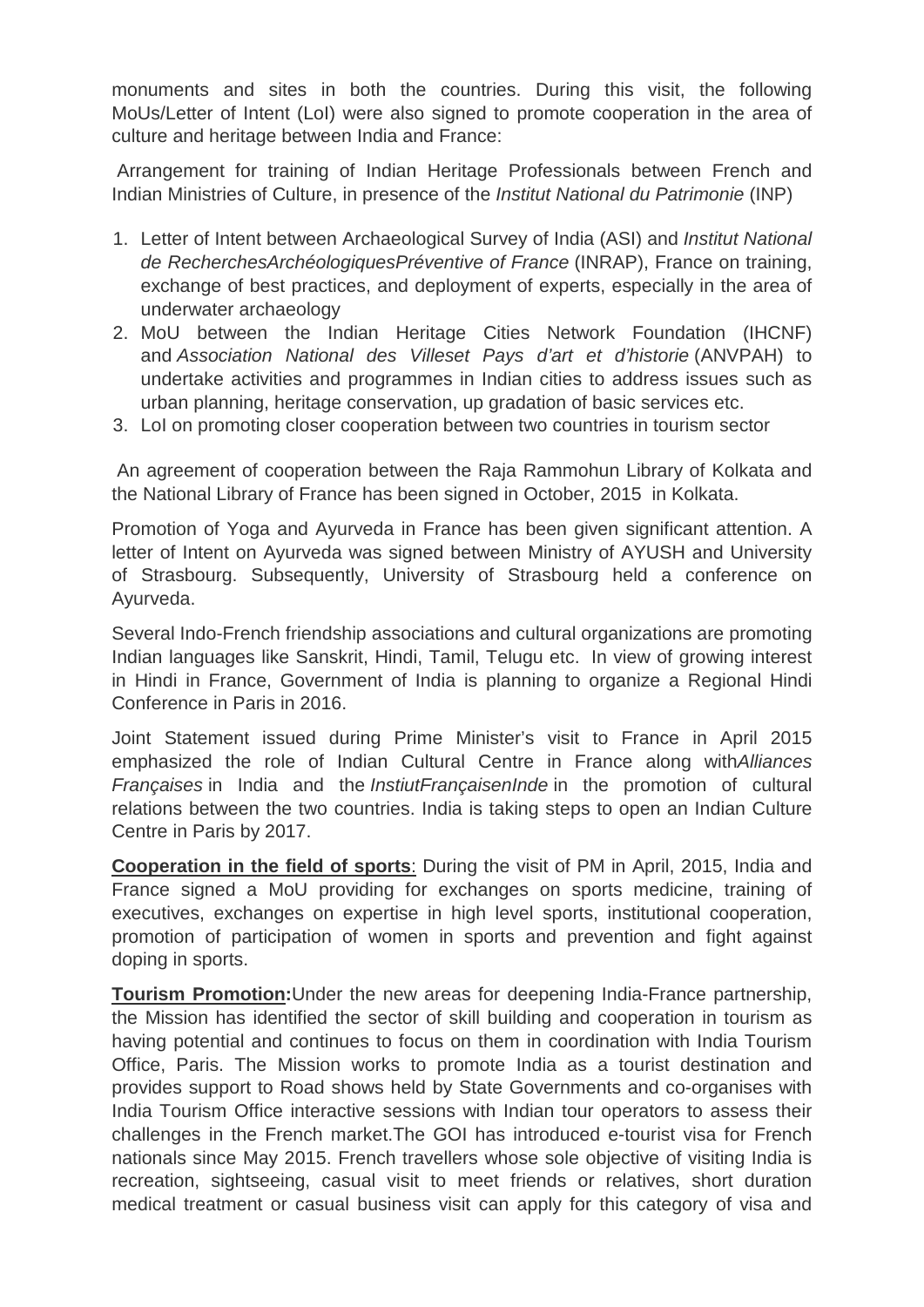monuments and sites in both the countries. During this visit, the following MoUs/Letter of Intent (LoI) were also signed to promote cooperation in the area of culture and heritage between India and France:

Arrangement for training of Indian Heritage Professionals between French and Indian Ministries of Culture, in presence of the *Institut National du Patrimonie* (INP)

1. Letter of Intent between Archaeological Survey of India (ASI) and *Institut National de RecherchesArchéologiquesPréventive of France* (INRAP), France on training, exchange of best practices, and deployment of experts, especially in the area of underwater archaeology
2. MoU between the Indian Heritage Cities Network Foundation (IHCNF) and *Association National des Villeset Pays d'art et d'historie* (ANVPAH) to undertake activities and programmes in Indian cities to address issues such as urban planning, heritage conservation, up gradation of basic services etc.
3. LoI on promoting closer cooperation between two countries in tourism sector

An agreement of cooperation between the Raja Rammohun Library of Kolkata and the National Library of France has been signed in October, 2015 in Kolkata.

Promotion of Yoga and Ayurveda in France has been given significant attention. A letter of Intent on Ayurveda was signed between Ministry of AYUSH and University of Strasbourg. Subsequently, University of Strasbourg held a conference on Ayurveda.

Several Indo-French friendship associations and cultural organizations are promoting Indian languages like Sanskrit, Hindi, Tamil, Telugu etc. In view of growing interest in Hindi in France, Government of India is planning to organize a Regional Hindi Conference in Paris in 2016.

Joint Statement issued during Prime Minister's visit to France in April 2015 emphasized the role of Indian Cultural Centre in France along with*Alliances Françaises* in India and the *InstiutFrançaisenInde* in the promotion of cultural relations between the two countries. India is taking steps to open an Indian Culture Centre in Paris by 2017.

**Cooperation in the field of sports**: During the visit of PM in April, 2015, India and France signed a MoU providing for exchanges on sports medicine, training of executives, exchanges on expertise in high level sports, institutional cooperation, promotion of participation of women in sports and prevention and fight against doping in sports.

**Tourism Promotion:**Under the new areas for deepening India-France partnership, the Mission has identified the sector of skill building and cooperation in tourism as having potential and continues to focus on them in coordination with India Tourism Office, Paris. The Mission works to promote India as a tourist destination and provides support to Road shows held by State Governments and co-organises with India Tourism Office interactive sessions with Indian tour operators to assess their challenges in the French market.The GOI has introduced e-tourist visa for French nationals since May 2015. French travellers whose sole objective of visiting India is recreation, sightseeing, casual visit to meet friends or relatives, short duration medical treatment or casual business visit can apply for this category of visa and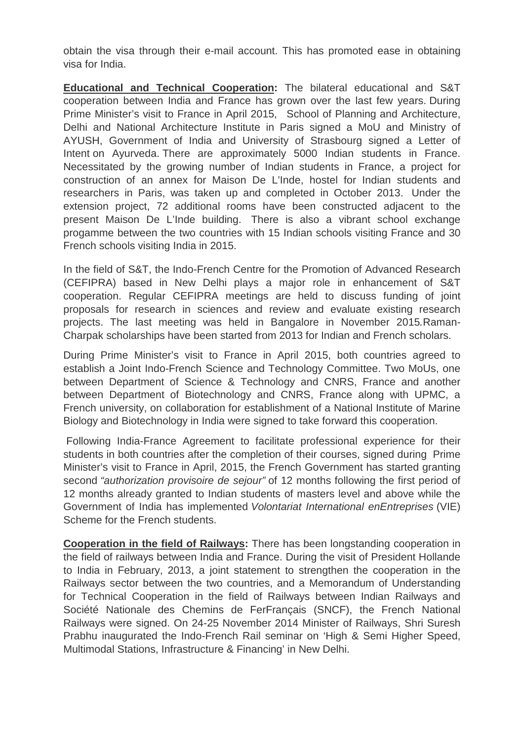obtain the visa through their e-mail account. This has promoted ease in obtaining visa for India.

**Educational and Technical Cooperation:** The bilateral educational and S&T cooperation between India and France has grown over the last few years. During Prime Minister's visit to France in April 2015, School of Planning and Architecture, Delhi and National Architecture Institute in Paris signed a MoU and Ministry of AYUSH, Government of India and University of Strasbourg signed a Letter of Intent on Ayurveda. There are approximately 5000 Indian students in France. Necessitated by the growing number of Indian students in France, a project for construction of an annex for Maison De L'Inde, hostel for Indian students and researchers in Paris, was taken up and completed in October 2013. Under the extension project, 72 additional rooms have been constructed adjacent to the present Maison De L'Inde building. There is also a vibrant school exchange progamme between the two countries with 15 Indian schools visiting France and 30 French schools visiting India in 2015.

In the field of S&T, the Indo-French Centre for the Promotion of Advanced Research (CEFIPRA) based in New Delhi plays a major role in enhancement of S&T cooperation. Regular CEFIPRA meetings are held to discuss funding of joint proposals for research in sciences and review and evaluate existing research projects. The last meeting was held in Bangalore in November 2015.Raman-Charpak scholarships have been started from 2013 for Indian and French scholars.

During Prime Minister's visit to France in April 2015, both countries agreed to establish a Joint Indo-French Science and Technology Committee. Two MoUs, one between Department of Science & Technology and CNRS, France and another between Department of Biotechnology and CNRS, France along with UPMC, a French university, on collaboration for establishment of a National Institute of Marine Biology and Biotechnology in India were signed to take forward this cooperation.

Following India-France Agreement to facilitate professional experience for their students in both countries after the completion of their courses, signed during Prime Minister's visit to France in April, 2015, the French Government has started granting second *"authorization provisoire de sejour"* of 12 months following the first period of 12 months already granted to Indian students of masters level and above while the Government of India has implemented *Volontariat International enEntreprises* (VIE) Scheme for the French students.

**Cooperation in the field of Railways:** There has been longstanding cooperation in the field of railways between India and France. During the visit of President Hollande to India in February, 2013, a joint statement to strengthen the cooperation in the Railways sector between the two countries, and a Memorandum of Understanding for Technical Cooperation in the field of Railways between Indian Railways and Société Nationale des Chemins de FerFrançais (SNCF), the French National Railways were signed. On 24-25 November 2014 Minister of Railways, Shri Suresh Prabhu inaugurated the Indo-French Rail seminar on 'High & Semi Higher Speed, Multimodal Stations, Infrastructure & Financing' in New Delhi.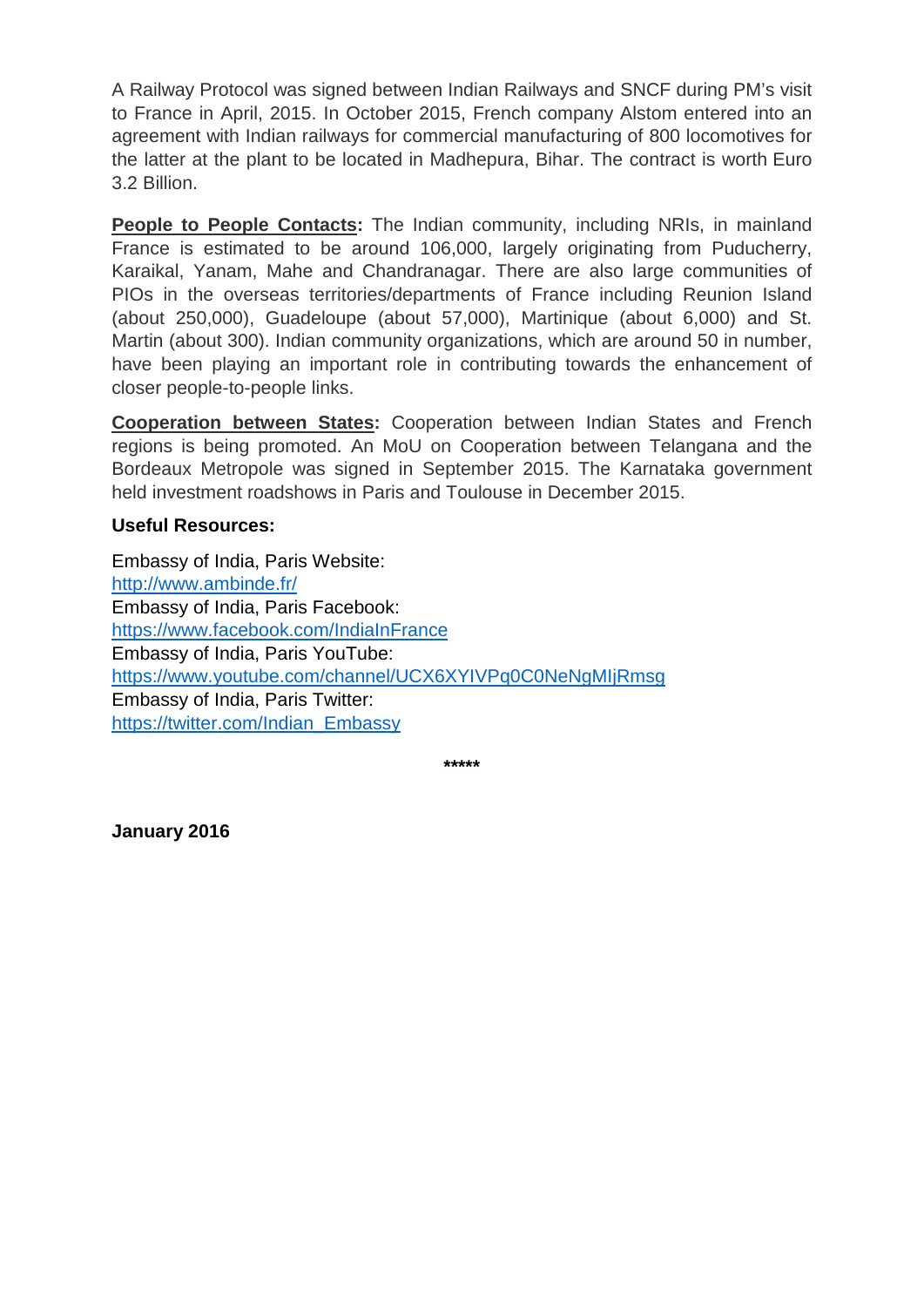A Railway Protocol was signed between Indian Railways and SNCF during PM's visit to France in April, 2015. In October 2015, French company Alstom entered into an agreement with Indian railways for commercial manufacturing of 800 locomotives for the latter at the plant to be located in Madhepura, Bihar. The contract is worth Euro 3.2 Billion.

**People to People Contacts:** The Indian community, including NRIs, in mainland France is estimated to be around 106,000, largely originating from Puducherry, Karaikal, Yanam, Mahe and Chandranagar. There are also large communities of PIOs in the overseas territories/departments of France including Reunion Island (about 250,000), Guadeloupe (about 57,000), Martinique (about 6,000) and St. Martin (about 300). Indian community organizations, which are around 50 in number, have been playing an important role in contributing towards the enhancement of closer people-to-people links.

**Cooperation between States:** Cooperation between Indian States and French regions is being promoted. An MoU on Cooperation between Telangana and the Bordeaux Metropole was signed in September 2015. The Karnataka government held investment roadshows in Paris and Toulouse in December 2015.

**Useful Resources:**

Embassy of India, Paris Website:
http://www.ambinde.fr/
Embassy of India, Paris Facebook:
https://www.facebook.com/IndiaInFrance
Embassy of India, Paris YouTube:
https://www.youtube.com/channel/UCX6XYIVPq0C0NeNgMIjRmsg
Embassy of India, Paris Twitter:
https://twitter.com/Indian_Embassy

*****

**January 2016**